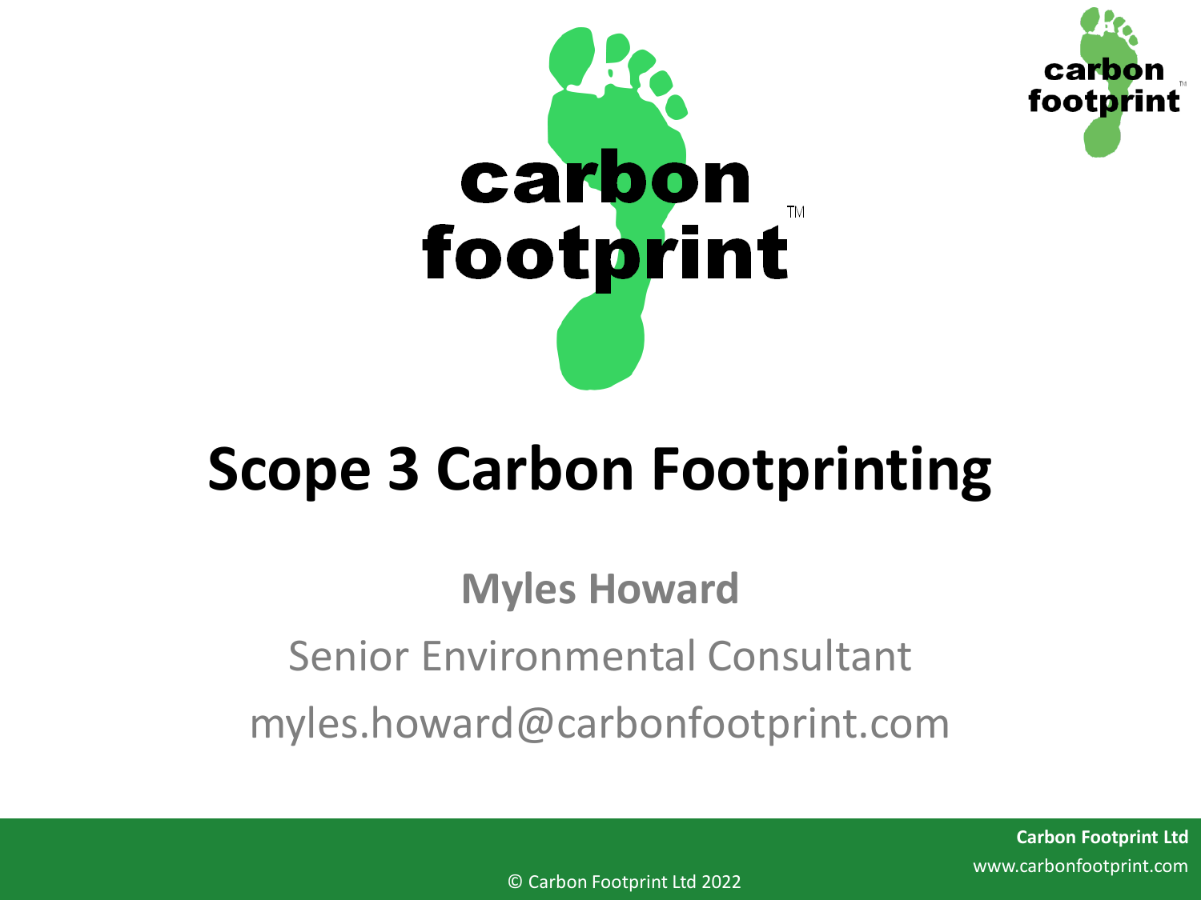# Scope 3 Carbon Footprinting

**Myles Howard**

Senior Environmental Consultant

myles.howard@carbonfootprint.com

**Carbon Footprint Ltd**
www.carbonfootprint.com

© Carbon Footprint Ltd 2022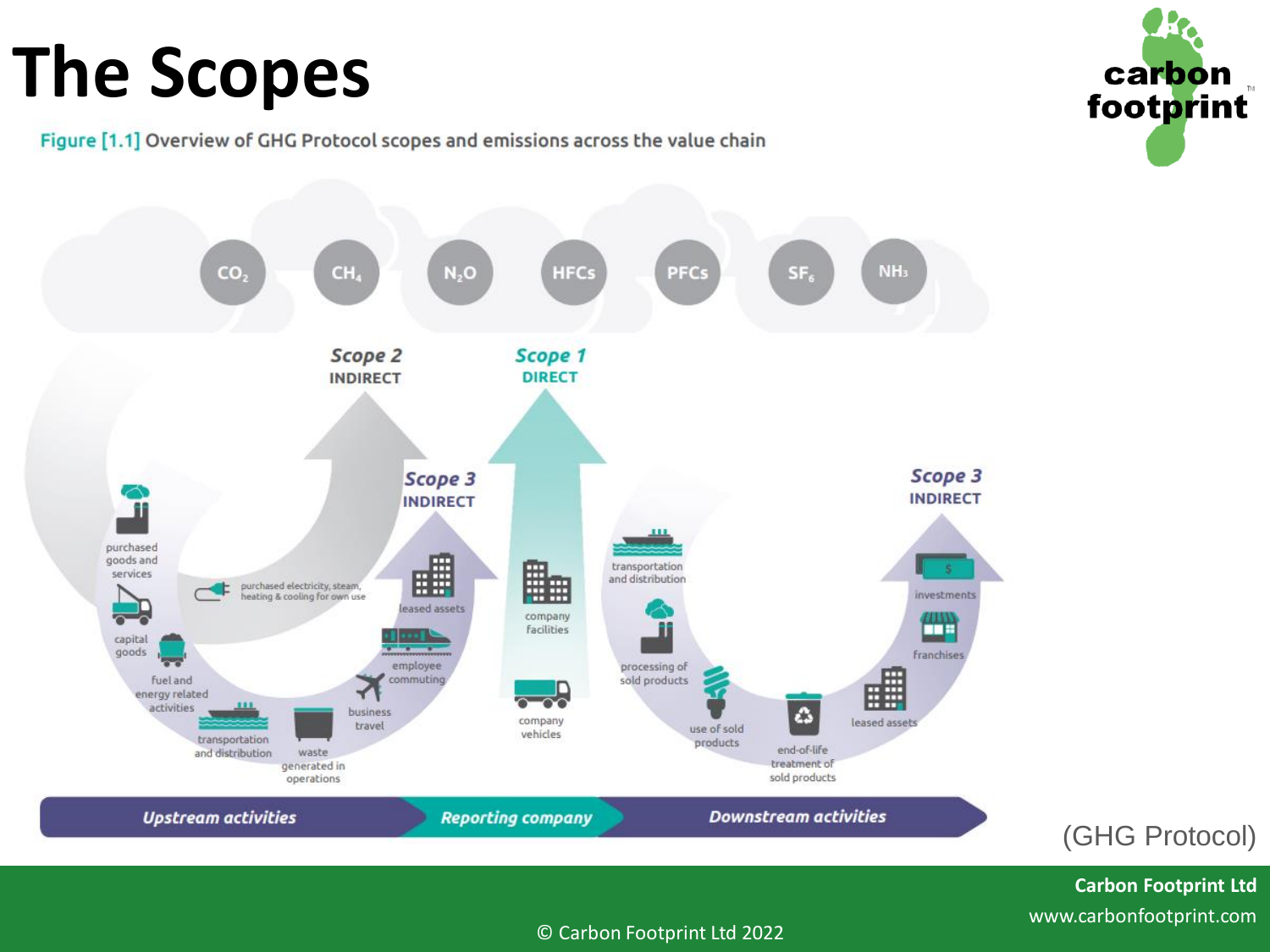# The Scopes

Figure [1.1] Overview of GHG Protocol scopes and emissions across the value chain

$CO_2$ $CH_4$ $N_2O$ HFCs PFCs $SF_6$ $NH_3$

**Scope 2** INDIRECT

**Scope 1** DIRECT

**Scope 3** INDIRECT

**Scope 3** INDIRECT

purchased goods and services

capital goods

fuel and energy related activities

transportation and distribution

waste generated in operations

business travel

employee commuting

leased assets

purchased electricity, steam, heating & cooling for own use

company facilities

company vehicles

transportation and distribution

processing of sold products

use of sold products

end-of-life treatment of sold products

leased assets

franchises

investments

**Upstream activities** | **Reporting company** | **Downstream activities**

(GHG Protocol)

**Carbon Footprint Ltd**
www.carbonfootprint.com

© Carbon Footprint Ltd 2022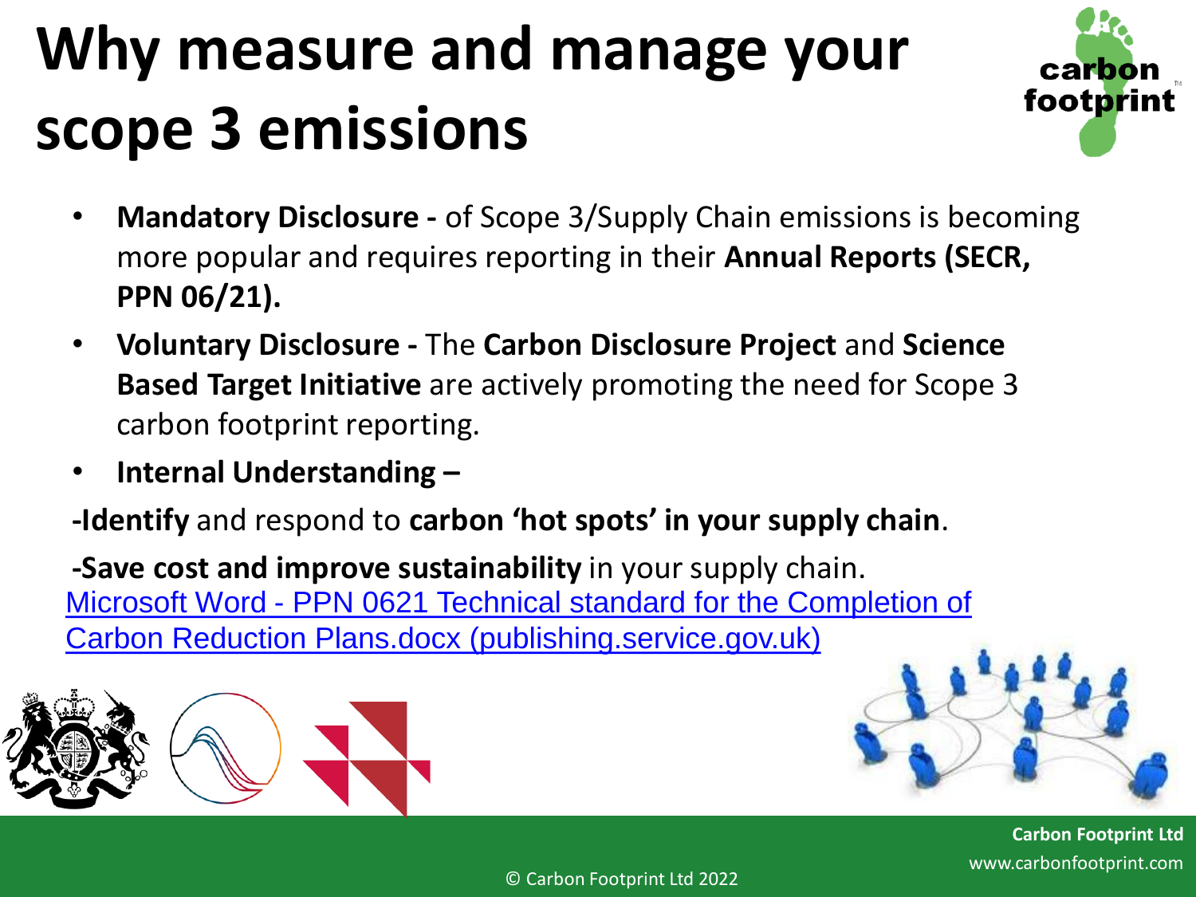# Why measure and manage your scope 3 emissions

- **Mandatory Disclosure -** of Scope 3/Supply Chain emissions is becoming more popular and requires reporting in their **Annual Reports (SECR, PPN 06/21).**
- **Voluntary Disclosure -** The **Carbon Disclosure Project** and **Science Based Target Initiative** are actively promoting the need for Scope 3 carbon footprint reporting.
- **Internal Understanding –**

**-Identify** and respond to **carbon 'hot spots' in your supply chain**.

**-Save cost and improve sustainability** in your supply chain.

Microsoft Word - PPN 0621 Technical standard for the Completion of Carbon Reduction Plans.docx (publishing.service.gov.uk)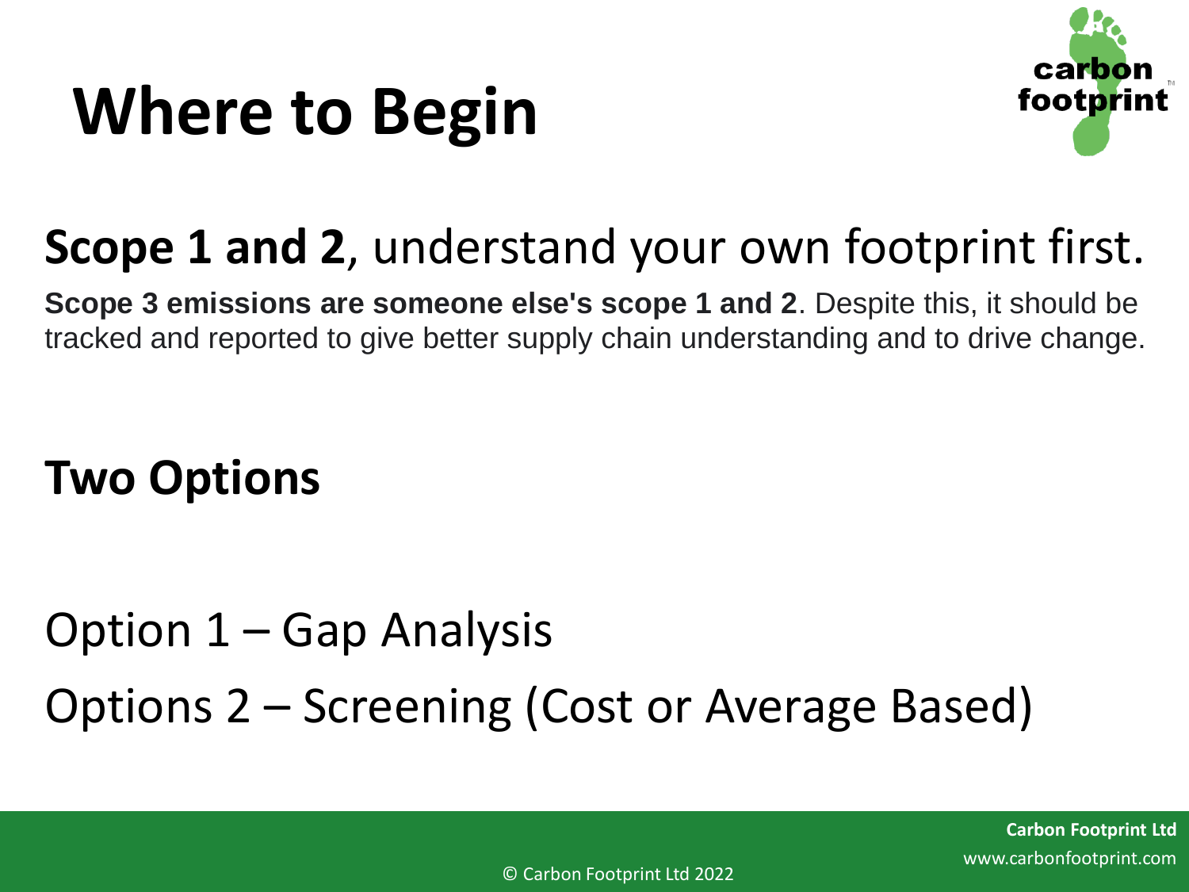# Where to Begin

## **Scope 1 and 2**, understand your own footprint first.

**Scope 3 emissions are someone else's scope 1 and 2**. Despite this, it should be tracked and reported to give better supply chain understanding and to drive change.

## Two Options

Option 1 – Gap Analysis

Options 2 – Screening (Cost or Average Based)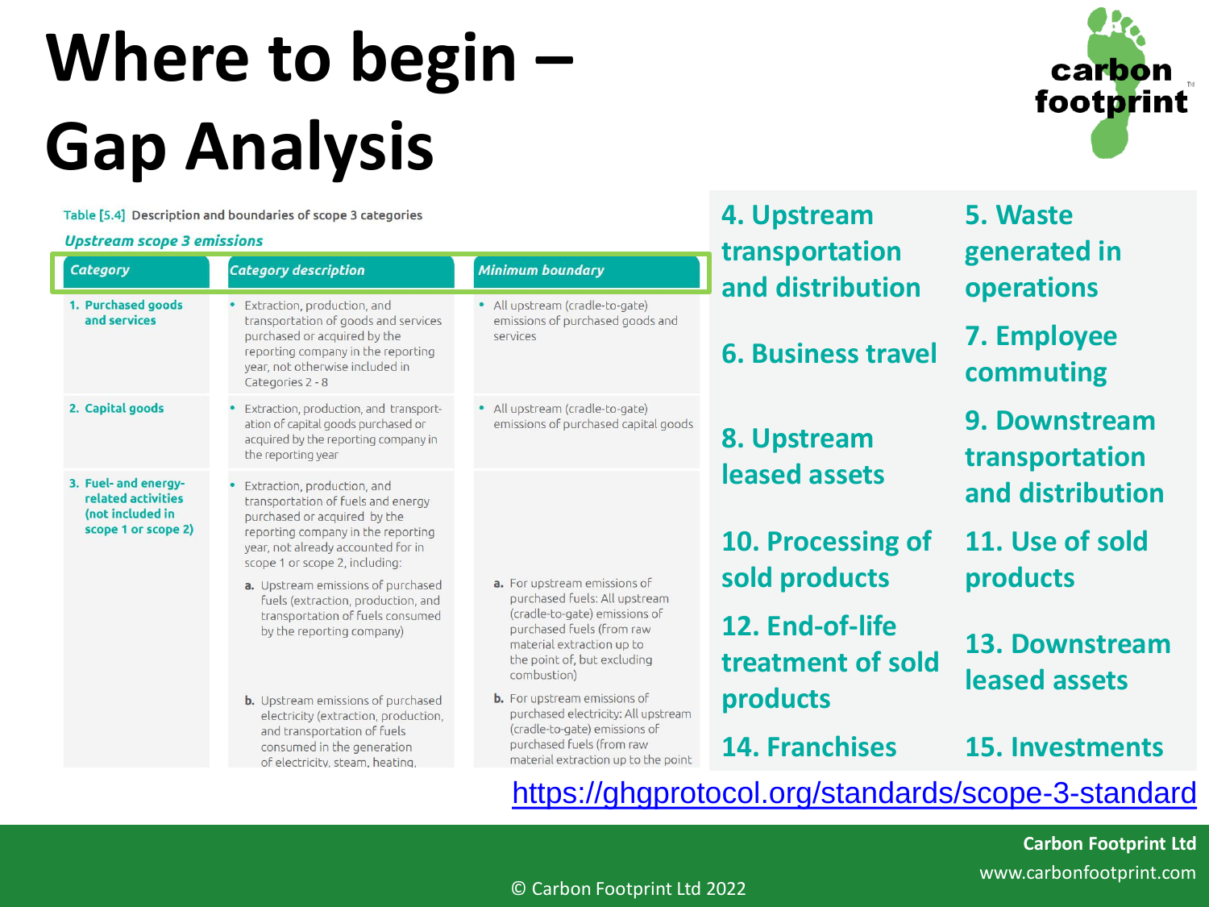# Where to begin – Gap Analysis

Table [5.4] Description and boundaries of scope 3 categories

*Upstream scope 3 emissions*

| Category | Category description | Minimum boundary |
|---|---|---|
| 1. Purchased goods and services | • Extraction, production, and transportation of goods and services purchased or acquired by the reporting company in the reporting year, not otherwise included in Categories 2 - 8 | • All upstream (cradle-to-gate) emissions of purchased goods and services |
| 2. Capital goods | • Extraction, production, and transportation of capital goods purchased or acquired by the reporting company in the reporting year | • All upstream (cradle-to-gate) emissions of purchased capital goods |
| 3. Fuel- and energy-related activities (not included in scope 1 or scope 2) | • Extraction, production, and transportation of fuels and energy purchased or acquired by the reporting company in the reporting year, not already accounted for in scope 1 or scope 2, including: | |
| | a. Upstream emissions of purchased fuels (extraction, production, and transportation of fuels consumed by the reporting company) | a. For upstream emissions of purchased fuels: All upstream (cradle-to-gate) emissions of purchased fuels (from raw material extraction up to the point of, but excluding combustion) |
| | b. Upstream emissions of purchased electricity (extraction, production, and transportation of fuels consumed in the generation of electricity, steam, heating, | b. For upstream emissions of purchased electricity: All upstream (cradle-to-gate) emissions of purchased fuels (from raw material extraction up to the point |

- 4. Upstream transportation and distribution
- 5. Waste generated in operations
- 6. Business travel
- 7. Employee commuting
- 8. Upstream leased assets
- 9. Downstream transportation and distribution
- 10. Processing of sold products
- 11. Use of sold products
- 12. End-of-life treatment of sold products
- 13. Downstream leased assets
- 14. Franchises
- 15. Investments

https://ghgprotocol.org/standards/scope-3-standard

Carbon Footprint Ltd
www.carbonfootprint.com

© Carbon Footprint Ltd 2022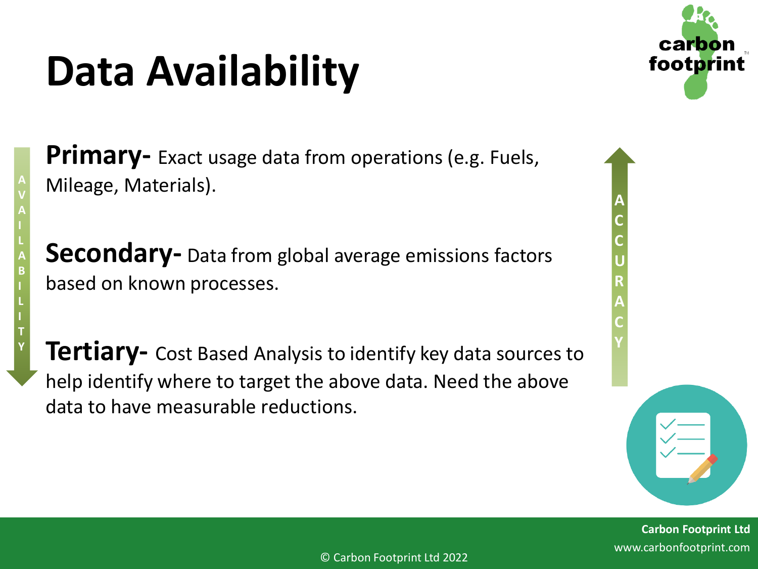# Data Availability

**Primary-** Exact usage data from operations (e.g. Fuels, Mileage, Materials).

**Secondary-** Data from global average emissions factors based on known processes.

**Tertiary-** Cost Based Analysis to identify key data sources to help identify where to target the above data. Need the above data to have measurable reductions.

AVAILABILITY

ACCURACY

Carbon Footprint Ltd
www.carbonfootprint.com

© Carbon Footprint Ltd 2022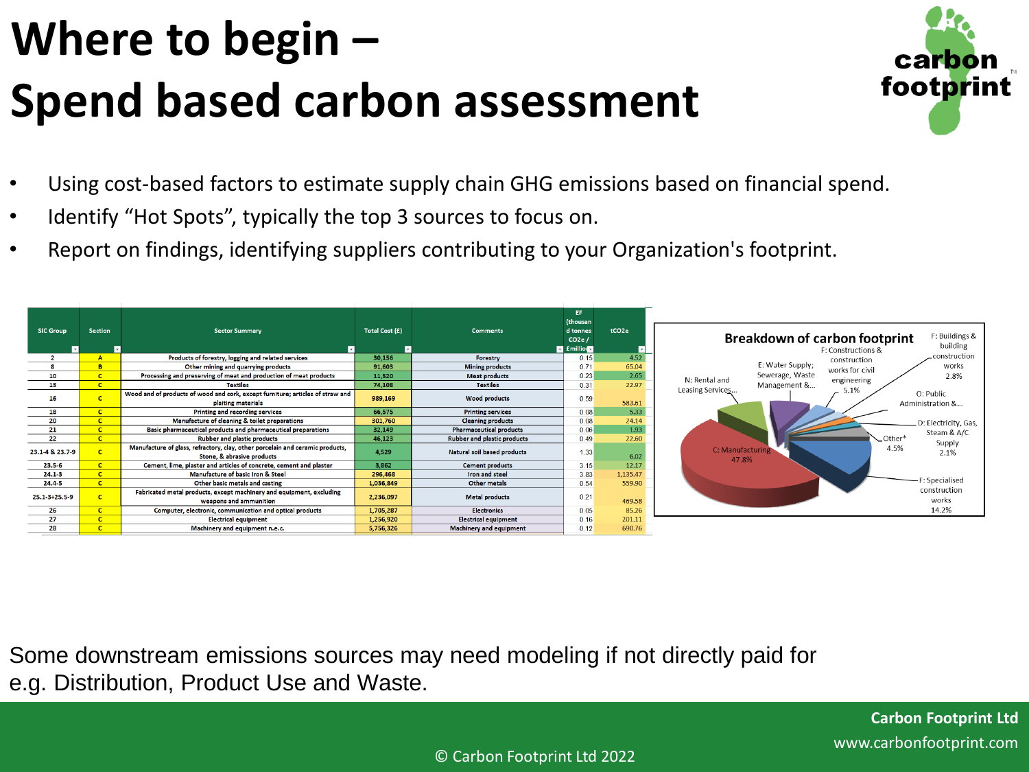# Where to begin – Spend based carbon assessment

- Using cost-based factors to estimate supply chain GHG emissions based on financial spend.
- Identify "Hot Spots", typically the top 3 sources to focus on.
- Report on findings, identifying suppliers contributing to your Organization's footprint.

| SIC Group | Section | Sector Summary | Total Cost (£) | Comments | EF (thousand tonnes CO2e / £million) | tCO2e |
|---|---|---|---|---|---|---|
| 2 | A | Products of forestry, logging and related services | 30,156 | Forestry | 0.15 | 4.52 |
| 8 | B | Other mining and quarrying products | 91,603 | Mining products | 0.71 | 65.04 |
| 10 | C | Processing and preserving of meat and production of meat products | 11,520 | Meat products | 0.23 | 2.65 |
| 13 | C | Textiles | 74,108 | Textiles | 0.31 | 22.97 |
| 16 | C | Wood and of products of wood and cork, except furniture; articles of straw and plaiting materials | 989,169 | Wood products | 0.59 | 583.61 |
| 18 | C | Printing and recording services | 66,575 | Printing services | 0.08 | 5.33 |
| 20 | C | Manufacture of cleaning & toilet preparations | 301,760 | Cleaning products | 0.08 | 24.14 |
| 21 | C | Basic pharmaceutical products and pharmaceutical preparations | 32,149 | Pharmaceutical products | 0.06 | 1.93 |
| 22 | C | Rubber and plastic products | 46,123 | Rubber and plastic products | 0.49 | 22.60 |
| 23.1-4 & 23.7-9 | C | Manufacture of glass, refractory, clay, other porcelain and ceramic products, Stone, & abrasive products | 4,529 | Natural soil based products | 1.33 | 6.02 |
| 23.5-6 | C | Cement, lime, plaster and articles of concrete, cement and plaster | 3,862 | Cement products | 3.15 | 12.17 |
| 24.1-3 | C | Manufacture of basic Iron & Steel | 296,468 | Iron and steel | 3.83 | 1,135.47 |
| 24.4-5 | C | Other basic metals and casting | 1,036,849 | Other metals | 0.54 | 559.90 |
| 25.1-3+25.5-9 | C | Fabricated metal products, except machinery and equipment, excluding weapons and ammunition | 2,236,097 | Metal products | 0.21 | 469.58 |
| 26 | C | Computer, electronic, communication and optical products | 1,705,287 | Electronics | 0.05 | 85.26 |
| 27 | C | Electrical equipment | 1,256,920 | Electrical equipment | 0.16 | 201.11 |
| 28 | C | Machinery and equipment n.e.c. | 5,756,326 | Machinery and equipment | 0.12 | 690.76 |

**Breakdown of carbon footprint**

- C: Manufacturing 47.8%
- F: Specialised construction works 14.2%
- F: Constructions & construction works for civil engineering 5.1%
- Other* 4.5%
- F: Buildings & building construction works 2.8%
- D: Electricity, Gas, Steam & A/C Supply 2.1%
- E: Water Supply; Sewerage, Waste Management &...
- N: Rental and Leasing Services...
- O: Public Administration &...

Some downstream emissions sources may need modeling if not directly paid for e.g. Distribution, Product Use and Waste.

**Carbon Footprint Ltd**
www.carbonfootprint.com

© Carbon Footprint Ltd 2022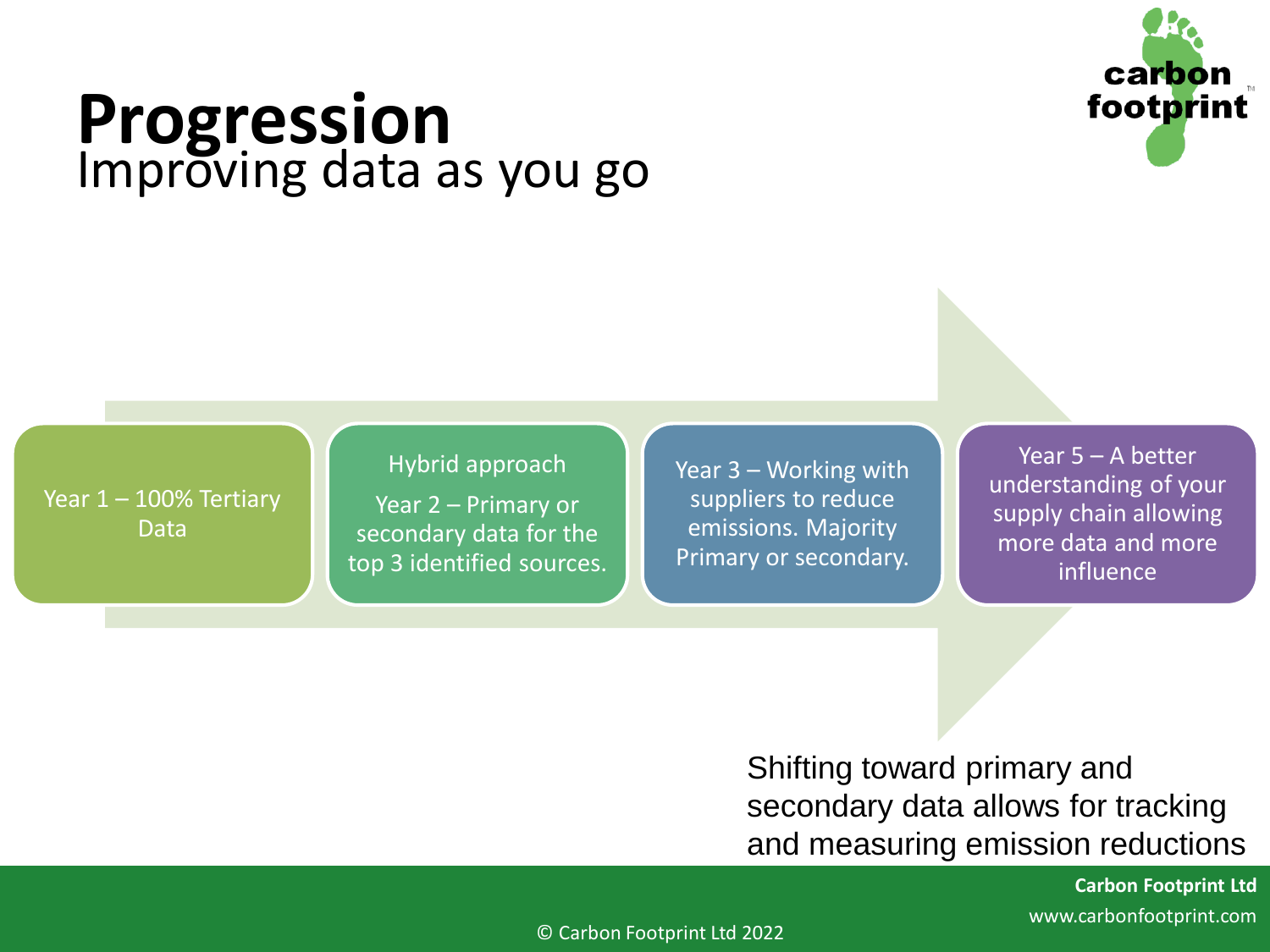# Progression

## Improving data as you go

- Year 1 – 100% Tertiary Data
- Hybrid approach
  Year 2 – Primary or secondary data for the top 3 identified sources.
- Year 3 – Working with suppliers to reduce emissions. Majority Primary or secondary.
- Year 5 – A better understanding of your supply chain allowing more data and more influence

Shifting toward primary and secondary data allows for tracking and measuring emission reductions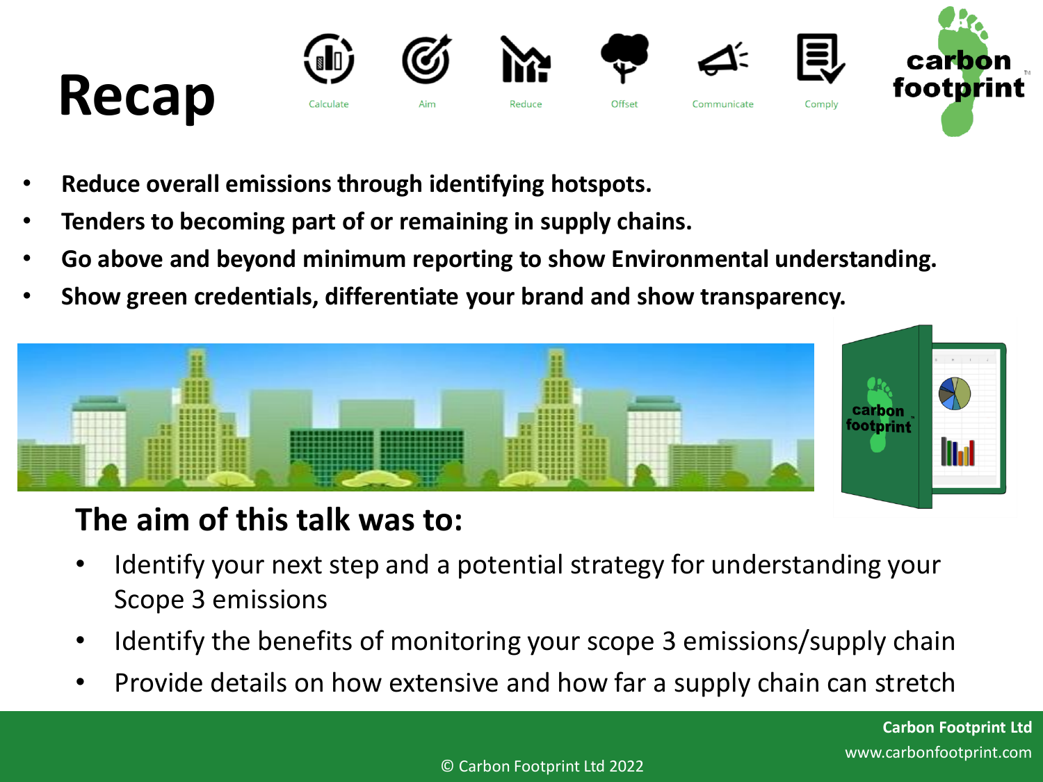# Recap

Calculate Aim Reduce Offset Communicate Comply

- **Reduce overall emissions through identifying hotspots.**
- **Tenders to becoming part of or remaining in supply chains.**
- **Go above and beyond minimum reporting to show Environmental understanding.**
- **Show green credentials, differentiate your brand and show transparency.**

## The aim of this talk was to:

- Identify your next step and a potential strategy for understanding your Scope 3 emissions
- Identify the benefits of monitoring your scope 3 emissions/supply chain
- Provide details on how extensive and how far a supply chain can stretch

**Carbon Footprint Ltd**
www.carbonfootprint.com

© Carbon Footprint Ltd 2022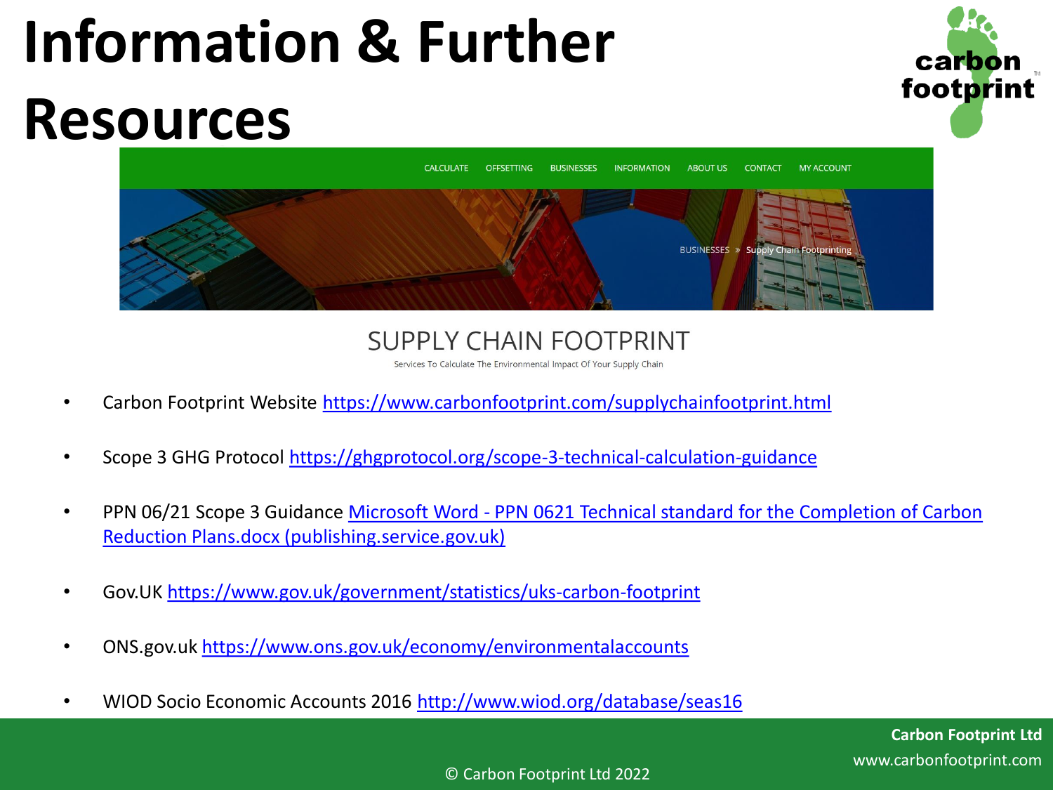# Information & Further Resources

CALCULATE OFFSETTING BUSINESSES INFORMATION ABOUT US CONTACT MY ACCOUNT

BUSINESSES » Supply Chain Footprinting

## SUPPLY CHAIN FOOTPRINT

Services To Calculate The Environmental Impact Of Your Supply Chain

- Carbon Footprint Website https://www.carbonfootprint.com/supplychainfootprint.html
- Scope 3 GHG Protocol https://ghgprotocol.org/scope-3-technical-calculation-guidance
- PPN 06/21 Scope 3 Guidance Microsoft Word - PPN 0621 Technical standard for the Completion of Carbon Reduction Plans.docx (publishing.service.gov.uk)
- Gov.UK https://www.gov.uk/government/statistics/uks-carbon-footprint
- ONS.gov.uk https://www.ons.gov.uk/economy/environmentalaccounts
- WIOD Socio Economic Accounts 2016 http://www.wiod.org/database/seas16

**Carbon Footprint Ltd**
www.carbonfootprint.com

© Carbon Footprint Ltd 2022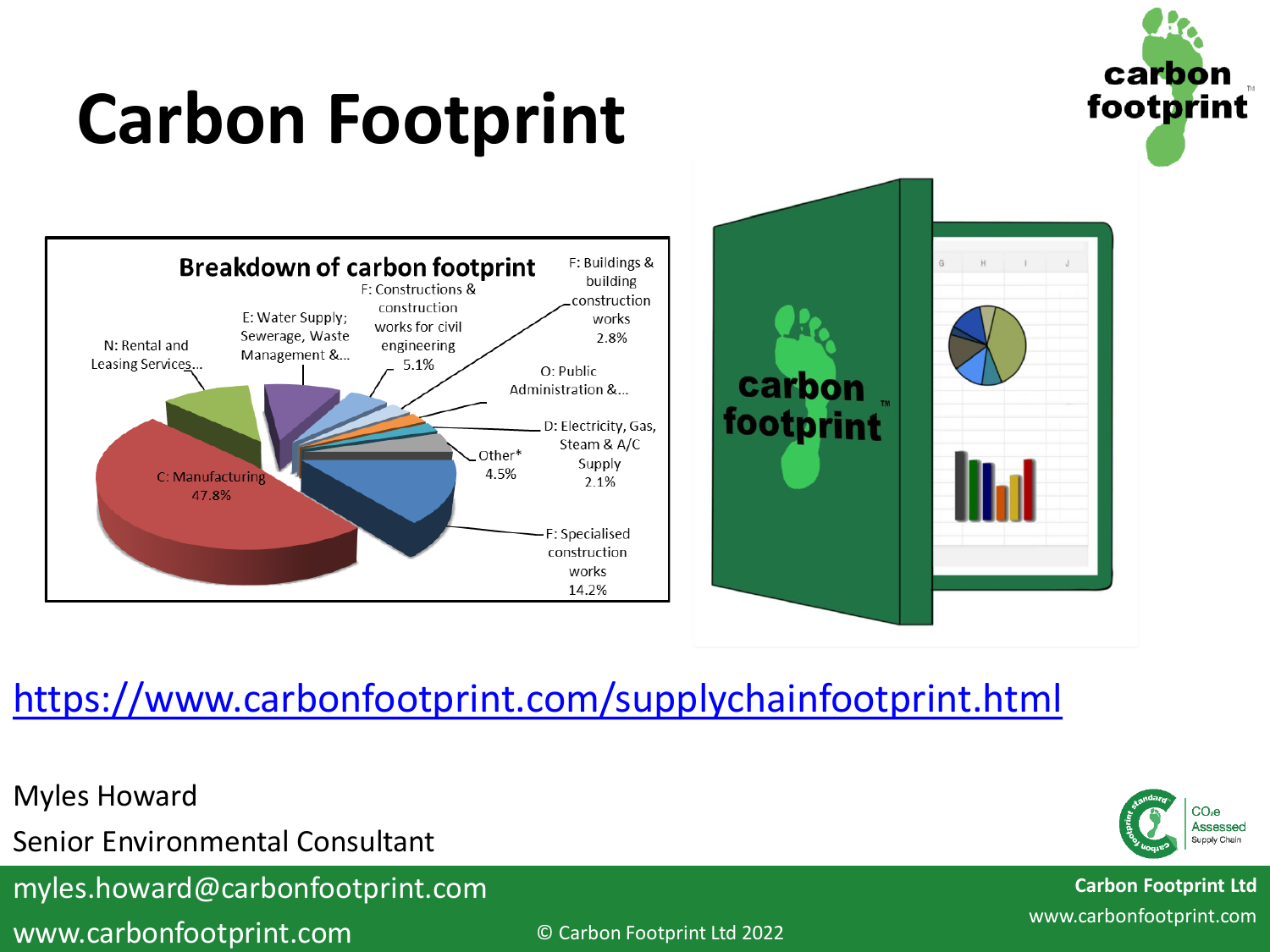# Carbon Footprint

Breakdown of carbon footprint

F: Buildings & building construction works 2.8%

F: Constructions & construction works for civil engineering 5.1%

E: Water Supply; Sewerage, Waste Management &...

N: Rental and Leasing Services...

O: Public Administration &...

D: Electricity, Gas, Steam & A/C Supply 2.1%

Other* 4.5%

C: Manufacturing 47.8%

F: Specialised construction works 14.2%

https://www.carbonfootprint.com/supplychainfootprint.html

Myles Howard

Senior Environmental Consultant

myles.howard@carbonfootprint.com

www.carbonfootprint.com

© Carbon Footprint Ltd 2022

**Carbon Footprint Ltd**

www.carbonfootprint.com